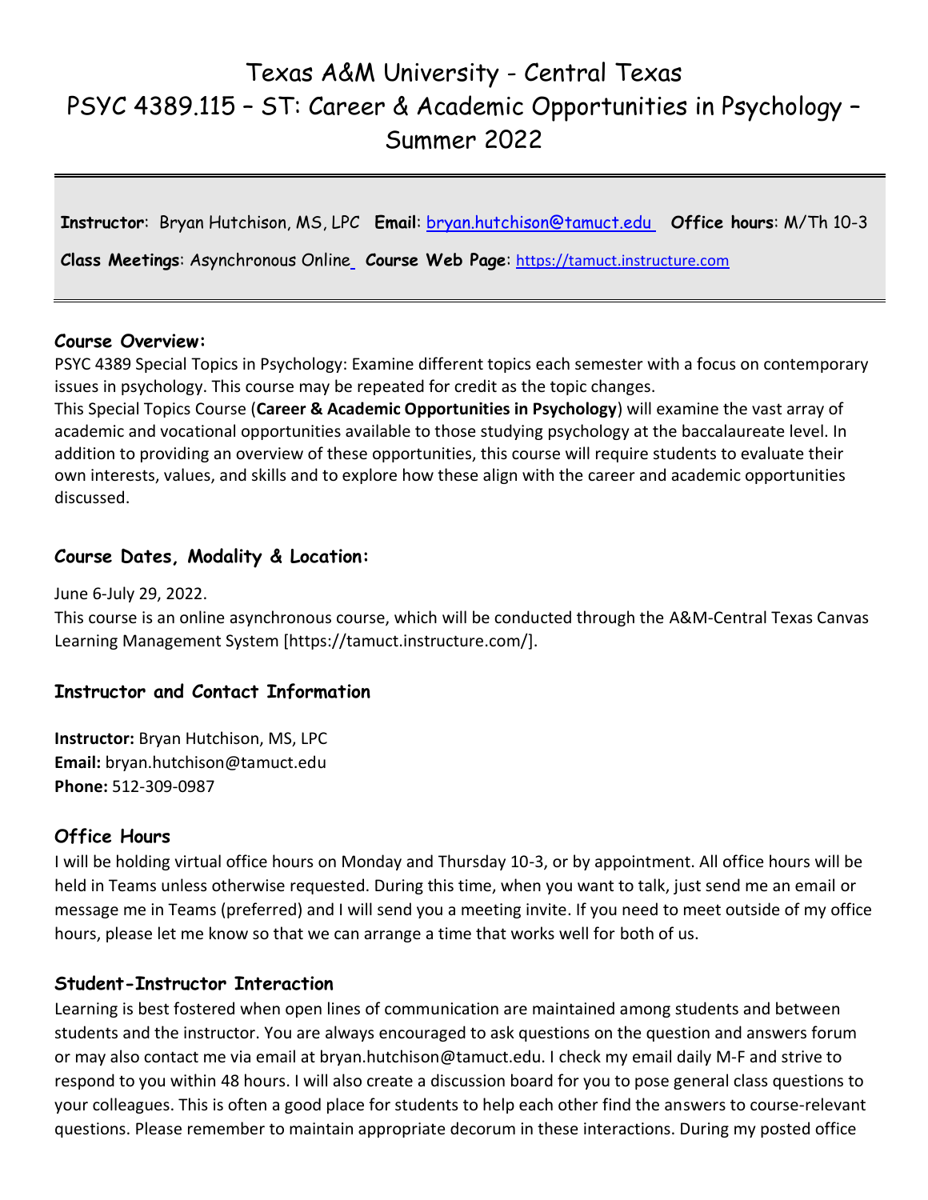# Texas A&M University - Central Texas
# PSYC 4389.115 – ST: Career & Academic Opportunities in Psychology – Summer 2022

**Instructor**: Bryan Hutchison, MS, LPC **Email**: bryan.hutchison@tamuct.edu **Office hours**: M/Th 10-3

**Class Meetings**: Asynchronous Online **Course Web Page**: https://tamuct.instructure.com

### Course Overview:

PSYC 4389 Special Topics in Psychology: Examine different topics each semester with a focus on contemporary issues in psychology. This course may be repeated for credit as the topic changes.
This Special Topics Course (**Career & Academic Opportunities in Psychology**) will examine the vast array of academic and vocational opportunities available to those studying psychology at the baccalaureate level. In addition to providing an overview of these opportunities, this course will require students to evaluate their own interests, values, and skills and to explore how these align with the career and academic opportunities discussed.

### Course Dates, Modality & Location:

June 6-July 29, 2022.
This course is an online asynchronous course, which will be conducted through the A&M-Central Texas Canvas Learning Management System [https://tamuct.instructure.com/].

### Instructor and Contact Information

**Instructor:** Bryan Hutchison, MS, LPC
**Email:** bryan.hutchison@tamuct.edu
**Phone:** 512-309-0987

### Office Hours

I will be holding virtual office hours on Monday and Thursday 10-3, or by appointment. All office hours will be held in Teams unless otherwise requested. During this time, when you want to talk, just send me an email or message me in Teams (preferred) and I will send you a meeting invite. If you need to meet outside of my office hours, please let me know so that we can arrange a time that works well for both of us.

### Student-Instructor Interaction

Learning is best fostered when open lines of communication are maintained among students and between students and the instructor. You are always encouraged to ask questions on the question and answers forum or may also contact me via email at bryan.hutchison@tamuct.edu. I check my email daily M-F and strive to respond to you within 48 hours. I will also create a discussion board for you to pose general class questions to your colleagues. This is often a good place for students to help each other find the answers to course-relevant questions. Please remember to maintain appropriate decorum in these interactions. During my posted office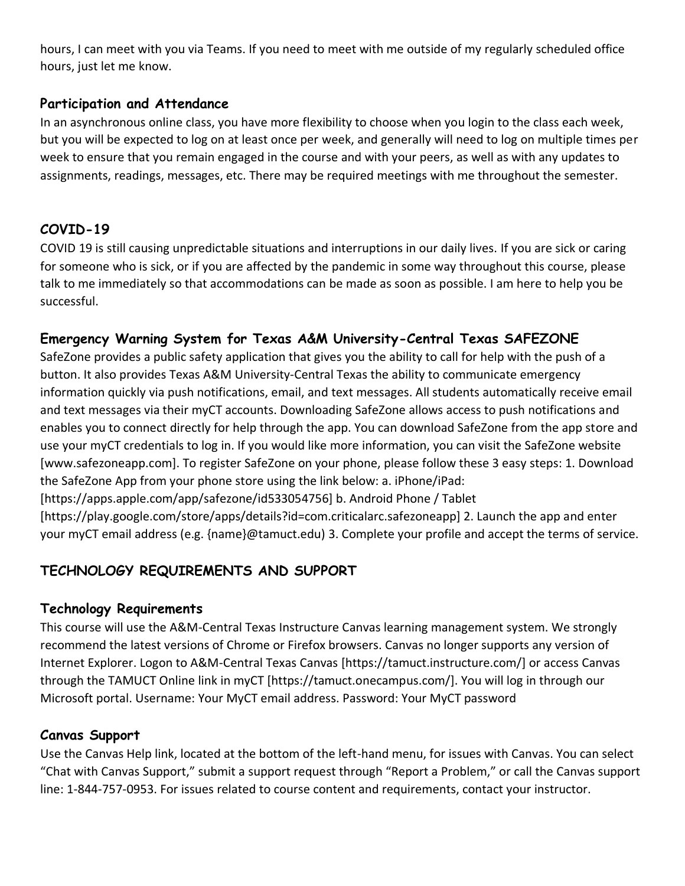hours, I can meet with you via Teams. If you need to meet with me outside of my regularly scheduled office hours, just let me know.

### Participation and Attendance

In an asynchronous online class, you have more flexibility to choose when you login to the class each week, but you will be expected to log on at least once per week, and generally will need to log on multiple times per week to ensure that you remain engaged in the course and with your peers, as well as with any updates to assignments, readings, messages, etc. There may be required meetings with me throughout the semester.

## COVID-19

COVID 19 is still causing unpredictable situations and interruptions in our daily lives. If you are sick or caring for someone who is sick, or if you are affected by the pandemic in some way throughout this course, please talk to me immediately so that accommodations can be made as soon as possible. I am here to help you be successful.

### Emergency Warning System for Texas A&M University-Central Texas SAFEZONE

SafeZone provides a public safety application that gives you the ability to call for help with the push of a button. It also provides Texas A&M University-Central Texas the ability to communicate emergency information quickly via push notifications, email, and text messages. All students automatically receive email and text messages via their myCT accounts. Downloading SafeZone allows access to push notifications and enables you to connect directly for help through the app. You can download SafeZone from the app store and use your myCT credentials to log in. If you would like more information, you can visit the SafeZone website [www.safezoneapp.com]. To register SafeZone on your phone, please follow these 3 easy steps: 1. Download the SafeZone App from your phone store using the link below: a. iPhone/iPad: [https://apps.apple.com/app/safezone/id533054756] b. Android Phone / Tablet [https://play.google.com/store/apps/details?id=com.criticalarc.safezoneapp] 2. Launch the app and enter your myCT email address (e.g. {name}@tamuct.edu) 3. Complete your profile and accept the terms of service.

## TECHNOLOGY REQUIREMENTS AND SUPPORT

### Technology Requirements

This course will use the A&M-Central Texas Instructure Canvas learning management system. We strongly recommend the latest versions of Chrome or Firefox browsers. Canvas no longer supports any version of Internet Explorer. Logon to A&M-Central Texas Canvas [https://tamuct.instructure.com/] or access Canvas through the TAMUCT Online link in myCT [https://tamuct.onecampus.com/]. You will log in through our Microsoft portal. Username: Your MyCT email address. Password: Your MyCT password

### Canvas Support

Use the Canvas Help link, located at the bottom of the left-hand menu, for issues with Canvas. You can select "Chat with Canvas Support," submit a support request through "Report a Problem," or call the Canvas support line: 1-844-757-0953. For issues related to course content and requirements, contact your instructor.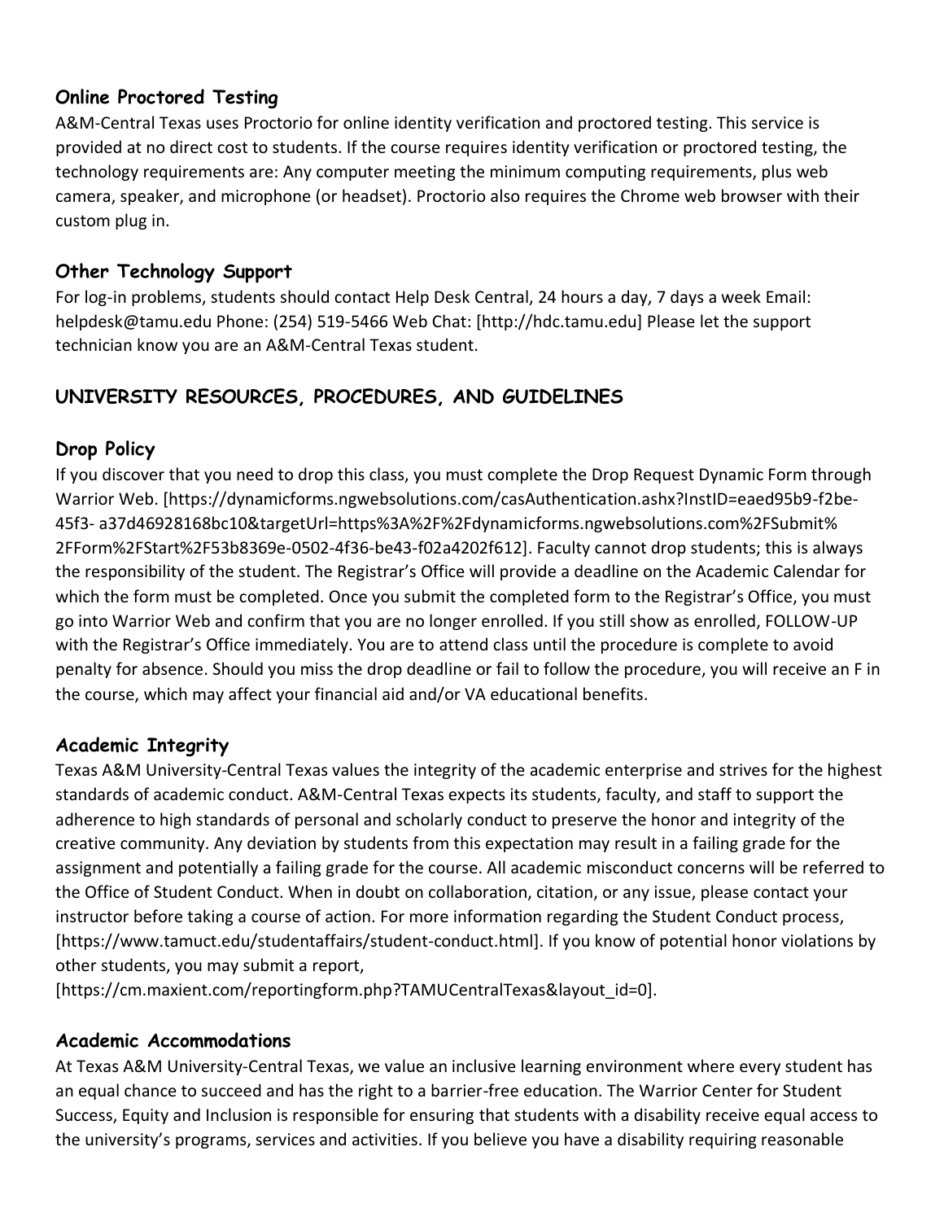### Online Proctored Testing

A&M-Central Texas uses Proctorio for online identity verification and proctored testing. This service is provided at no direct cost to students. If the course requires identity verification or proctored testing, the technology requirements are: Any computer meeting the minimum computing requirements, plus web camera, speaker, and microphone (or headset). Proctorio also requires the Chrome web browser with their custom plug in.

### Other Technology Support

For log-in problems, students should contact Help Desk Central, 24 hours a day, 7 days a week Email: helpdesk@tamu.edu Phone: (254) 519-5466 Web Chat: [http://hdc.tamu.edu] Please let the support technician know you are an A&M-Central Texas student.

## UNIVERSITY RESOURCES, PROCEDURES, AND GUIDELINES

### Drop Policy

If you discover that you need to drop this class, you must complete the Drop Request Dynamic Form through Warrior Web. [https://dynamicforms.ngwebsolutions.com/casAuthentication.ashx?InstID=eaed95b9-f2be-45f3- a37d46928168bc10&targetUrl=https%3A%2F%2Fdynamicforms.ngwebsolutions.com%2FSubmit%2FForm%2FStart%2F53b8369e-0502-4f36-be43-f02a4202f612]. Faculty cannot drop students; this is always the responsibility of the student. The Registrar's Office will provide a deadline on the Academic Calendar for which the form must be completed. Once you submit the completed form to the Registrar's Office, you must go into Warrior Web and confirm that you are no longer enrolled. If you still show as enrolled, FOLLOW-UP with the Registrar's Office immediately. You are to attend class until the procedure is complete to avoid penalty for absence. Should you miss the drop deadline or fail to follow the procedure, you will receive an F in the course, which may affect your financial aid and/or VA educational benefits.

### Academic Integrity

Texas A&M University-Central Texas values the integrity of the academic enterprise and strives for the highest standards of academic conduct. A&M-Central Texas expects its students, faculty, and staff to support the adherence to high standards of personal and scholarly conduct to preserve the honor and integrity of the creative community. Any deviation by students from this expectation may result in a failing grade for the assignment and potentially a failing grade for the course. All academic misconduct concerns will be referred to the Office of Student Conduct. When in doubt on collaboration, citation, or any issue, please contact your instructor before taking a course of action. For more information regarding the Student Conduct process, [https://www.tamuct.edu/studentaffairs/student-conduct.html]. If you know of potential honor violations by other students, you may submit a report, [https://cm.maxient.com/reportingform.php?TAMUCentralTexas&layout_id=0].

### Academic Accommodations

At Texas A&M University-Central Texas, we value an inclusive learning environment where every student has an equal chance to succeed and has the right to a barrier-free education. The Warrior Center for Student Success, Equity and Inclusion is responsible for ensuring that students with a disability receive equal access to the university's programs, services and activities. If you believe you have a disability requiring reasonable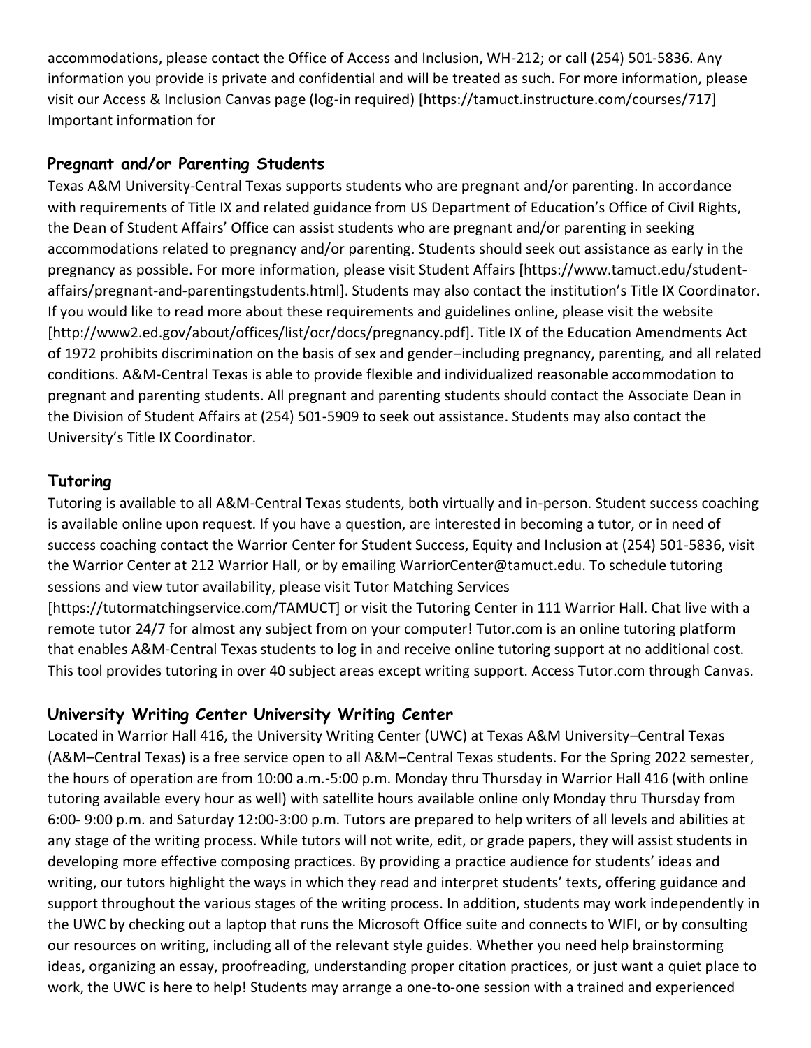accommodations, please contact the Office of Access and Inclusion, WH-212; or call (254) 501-5836. Any information you provide is private and confidential and will be treated as such. For more information, please visit our Access & Inclusion Canvas page (log-in required) [https://tamuct.instructure.com/courses/717] Important information for

## Pregnant and/or Parenting Students

Texas A&M University-Central Texas supports students who are pregnant and/or parenting. In accordance with requirements of Title IX and related guidance from US Department of Education's Office of Civil Rights, the Dean of Student Affairs' Office can assist students who are pregnant and/or parenting in seeking accommodations related to pregnancy and/or parenting. Students should seek out assistance as early in the pregnancy as possible. For more information, please visit Student Affairs [https://www.tamuct.edu/student-affairs/pregnant-and-parentingstudents.html]. Students may also contact the institution's Title IX Coordinator. If you would like to read more about these requirements and guidelines online, please visit the website [http://www2.ed.gov/about/offices/list/ocr/docs/pregnancy.pdf]. Title IX of the Education Amendments Act of 1972 prohibits discrimination on the basis of sex and gender–including pregnancy, parenting, and all related conditions. A&M-Central Texas is able to provide flexible and individualized reasonable accommodation to pregnant and parenting students. All pregnant and parenting students should contact the Associate Dean in the Division of Student Affairs at (254) 501-5909 to seek out assistance. Students may also contact the University's Title IX Coordinator.

## Tutoring

Tutoring is available to all A&M-Central Texas students, both virtually and in-person. Student success coaching is available online upon request. If you have a question, are interested in becoming a tutor, or in need of success coaching contact the Warrior Center for Student Success, Equity and Inclusion at (254) 501-5836, visit the Warrior Center at 212 Warrior Hall, or by emailing WarriorCenter@tamuct.edu. To schedule tutoring sessions and view tutor availability, please visit Tutor Matching Services [https://tutormatchingservice.com/TAMUCT] or visit the Tutoring Center in 111 Warrior Hall. Chat live with a remote tutor 24/7 for almost any subject from on your computer! Tutor.com is an online tutoring platform that enables A&M-Central Texas students to log in and receive online tutoring support at no additional cost. This tool provides tutoring in over 40 subject areas except writing support. Access Tutor.com through Canvas.

## University Writing Center University Writing Center

Located in Warrior Hall 416, the University Writing Center (UWC) at Texas A&M University–Central Texas (A&M–Central Texas) is a free service open to all A&M–Central Texas students. For the Spring 2022 semester, the hours of operation are from 10:00 a.m.-5:00 p.m. Monday thru Thursday in Warrior Hall 416 (with online tutoring available every hour as well) with satellite hours available online only Monday thru Thursday from 6:00- 9:00 p.m. and Saturday 12:00-3:00 p.m. Tutors are prepared to help writers of all levels and abilities at any stage of the writing process. While tutors will not write, edit, or grade papers, they will assist students in developing more effective composing practices. By providing a practice audience for students' ideas and writing, our tutors highlight the ways in which they read and interpret students' texts, offering guidance and support throughout the various stages of the writing process. In addition, students may work independently in the UWC by checking out a laptop that runs the Microsoft Office suite and connects to WIFI, or by consulting our resources on writing, including all of the relevant style guides. Whether you need help brainstorming ideas, organizing an essay, proofreading, understanding proper citation practices, or just want a quiet place to work, the UWC is here to help! Students may arrange a one-to-one session with a trained and experienced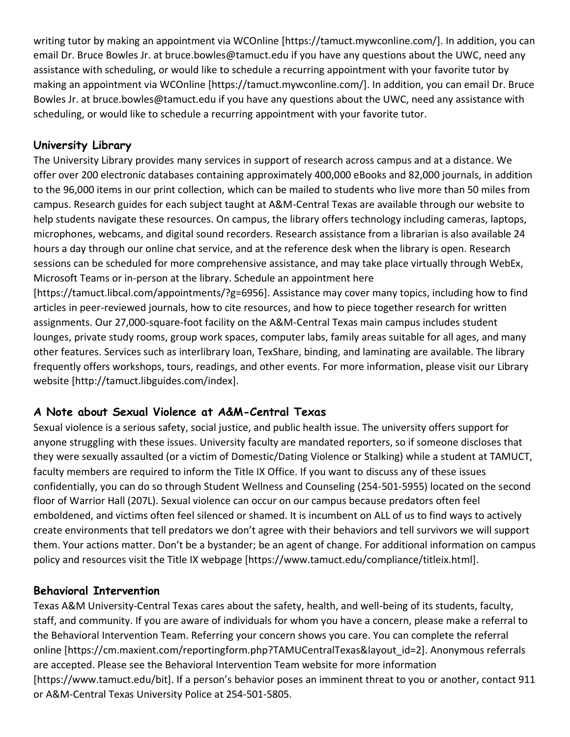writing tutor by making an appointment via WCOnline [https://tamuct.mywconline.com/]. In addition, you can email Dr. Bruce Bowles Jr. at bruce.bowles@tamuct.edu if you have any questions about the UWC, need any assistance with scheduling, or would like to schedule a recurring appointment with your favorite tutor by making an appointment via WCOnline [https://tamuct.mywconline.com/]. In addition, you can email Dr. Bruce Bowles Jr. at bruce.bowles@tamuct.edu if you have any questions about the UWC, need any assistance with scheduling, or would like to schedule a recurring appointment with your favorite tutor.

### University Library

The University Library provides many services in support of research across campus and at a distance. We offer over 200 electronic databases containing approximately 400,000 eBooks and 82,000 journals, in addition to the 96,000 items in our print collection, which can be mailed to students who live more than 50 miles from campus. Research guides for each subject taught at A&M-Central Texas are available through our website to help students navigate these resources. On campus, the library offers technology including cameras, laptops, microphones, webcams, and digital sound recorders. Research assistance from a librarian is also available 24 hours a day through our online chat service, and at the reference desk when the library is open. Research sessions can be scheduled for more comprehensive assistance, and may take place virtually through WebEx, Microsoft Teams or in-person at the library. Schedule an appointment here [https://tamuct.libcal.com/appointments/?g=6956]. Assistance may cover many topics, including how to find articles in peer-reviewed journals, how to cite resources, and how to piece together research for written assignments. Our 27,000-square-foot facility on the A&M-Central Texas main campus includes student lounges, private study rooms, group work spaces, computer labs, family areas suitable for all ages, and many other features. Services such as interlibrary loan, TexShare, binding, and laminating are available. The library frequently offers workshops, tours, readings, and other events. For more information, please visit our Library website [http://tamuct.libguides.com/index].

### A Note about Sexual Violence at A&M-Central Texas

Sexual violence is a serious safety, social justice, and public health issue. The university offers support for anyone struggling with these issues. University faculty are mandated reporters, so if someone discloses that they were sexually assaulted (or a victim of Domestic/Dating Violence or Stalking) while a student at TAMUCT, faculty members are required to inform the Title IX Office. If you want to discuss any of these issues confidentially, you can do so through Student Wellness and Counseling (254-501-5955) located on the second floor of Warrior Hall (207L). Sexual violence can occur on our campus because predators often feel emboldened, and victims often feel silenced or shamed. It is incumbent on ALL of us to find ways to actively create environments that tell predators we don't agree with their behaviors and tell survivors we will support them. Your actions matter. Don't be a bystander; be an agent of change. For additional information on campus policy and resources visit the Title IX webpage [https://www.tamuct.edu/compliance/titleix.html].

### Behavioral Intervention

Texas A&M University-Central Texas cares about the safety, health, and well-being of its students, faculty, staff, and community. If you are aware of individuals for whom you have a concern, please make a referral to the Behavioral Intervention Team. Referring your concern shows you care. You can complete the referral online [https://cm.maxient.com/reportingform.php?TAMUCentralTexas&layout_id=2]. Anonymous referrals are accepted. Please see the Behavioral Intervention Team website for more information [https://www.tamuct.edu/bit]. If a person's behavior poses an imminent threat to you or another, contact 911 or A&M-Central Texas University Police at 254-501-5805.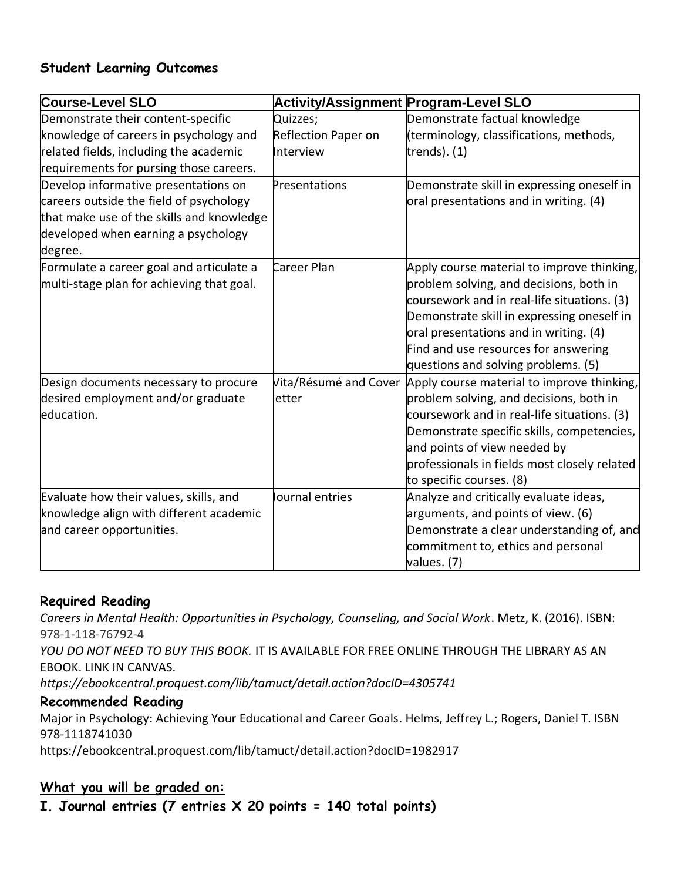## Student Learning Outcomes

| Course-Level SLO | Activity/Assignment | Program-Level SLO |
|---|---|---|
| Demonstrate their content-specific knowledge of careers in psychology and related fields, including the academic requirements for pursing those careers. | Quizzes; Reflection Paper on Interview | Demonstrate factual knowledge (terminology, classifications, methods, trends). (1) |
| Develop informative presentations on careers outside the field of psychology that make use of the skills and knowledge developed when earning a psychology degree. | Presentations | Demonstrate skill in expressing oneself in oral presentations and in writing. (4) |
| Formulate a career goal and articulate a multi-stage plan for achieving that goal. | Career Plan | Apply course material to improve thinking, problem solving, and decisions, both in coursework and in real-life situations. (3) Demonstrate skill in expressing oneself in oral presentations and in writing. (4) Find and use resources for answering questions and solving problems. (5) |
| Design documents necessary to procure desired employment and/or graduate education. | Vita/Résumé and Cover letter | Apply course material to improve thinking, problem solving, and decisions, both in coursework and in real-life situations. (3) Demonstrate specific skills, competencies, and points of view needed by professionals in fields most closely related to specific courses. (8) |
| Evaluate how their values, skills, and knowledge align with different academic and career opportunities. | Journal entries | Analyze and critically evaluate ideas, arguments, and points of view. (6) Demonstrate a clear understanding of, and commitment to, ethics and personal values. (7) |

### Required Reading

*Careers in Mental Health: Opportunities in Psychology, Counseling, and Social Work*. Metz, K. (2016). ISBN: 978-1-118-76792-4

*YOU DO NOT NEED TO BUY THIS BOOK.* IT IS AVAILABLE FOR FREE ONLINE THROUGH THE LIBRARY AS AN EBOOK. LINK IN CANVAS.

***https://ebookcentral.proquest.com/lib/tamuct/detail.action?docID=4305741***

### Recommended Reading

Major in Psychology: Achieving Your Educational and Career Goals. Helms, Jeffrey L.; Rogers, Daniel T. ISBN 978-1118741030

https://ebookcentral.proquest.com/lib/tamuct/detail.action?docID=1982917

### <u>What you will be graded on:</u>

**I. Journal entries (7 entries X 20 points = 140 total points)**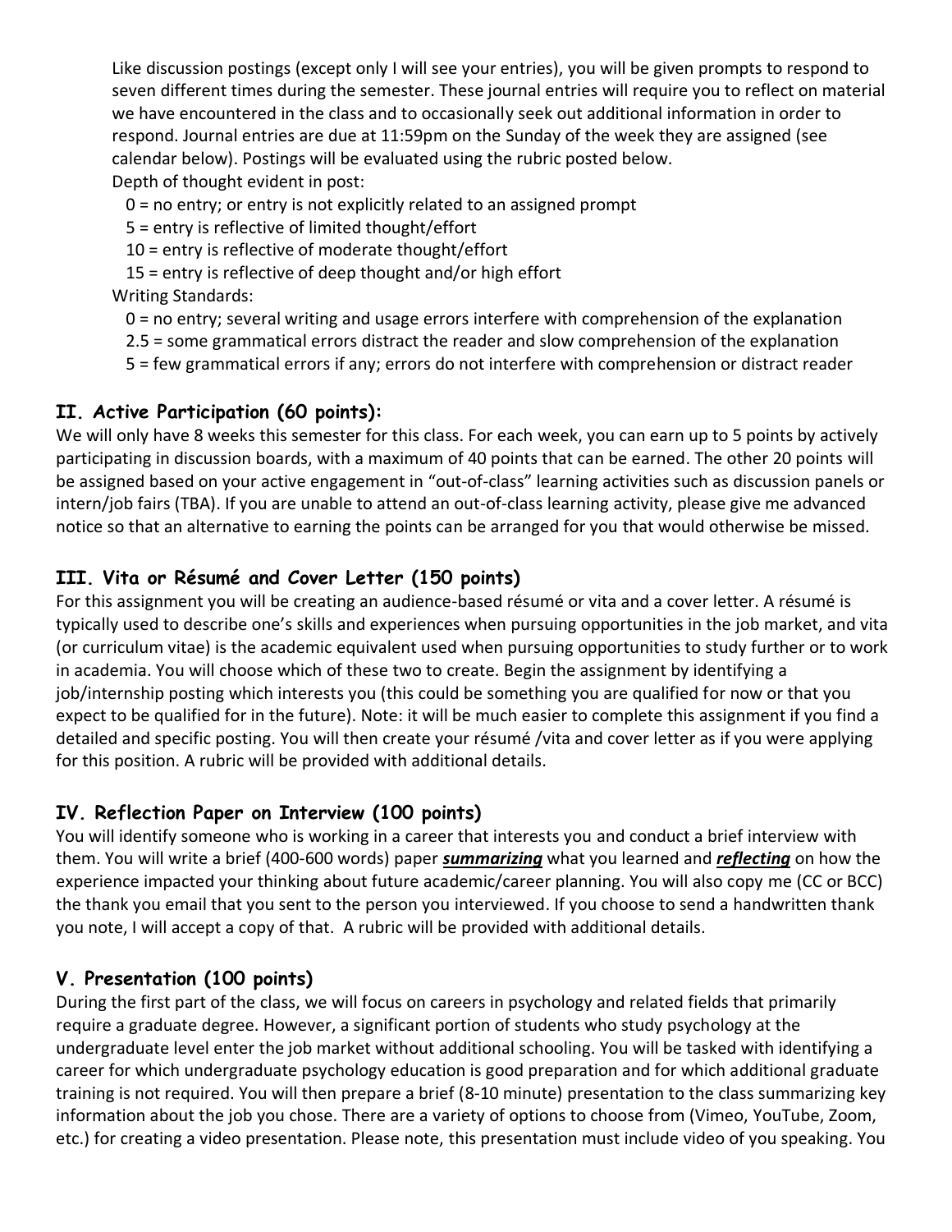Like discussion postings (except only I will see your entries), you will be given prompts to respond to seven different times during the semester. These journal entries will require you to reflect on material we have encountered in the class and to occasionally seek out additional information in order to respond. Journal entries are due at 11:59pm on the Sunday of the week they are assigned (see calendar below). Postings will be evaluated using the rubric posted below.

Depth of thought evident in post:

- 0 = no entry; or entry is not explicitly related to an assigned prompt
- 5 = entry is reflective of limited thought/effort
- 10 = entry is reflective of moderate thought/effort
- 15 = entry is reflective of deep thought and/or high effort

Writing Standards:

- 0 = no entry; several writing and usage errors interfere with comprehension of the explanation
- 2.5 = some grammatical errors distract the reader and slow comprehension of the explanation
- 5 = few grammatical errors if any; errors do not interfere with comprehension or distract reader

## II. Active Participation (60 points):

We will only have 8 weeks this semester for this class. For each week, you can earn up to 5 points by actively participating in discussion boards, with a maximum of 40 points that can be earned. The other 20 points will be assigned based on your active engagement in "out-of-class" learning activities such as discussion panels or intern/job fairs (TBA). If you are unable to attend an out-of-class learning activity, please give me advanced notice so that an alternative to earning the points can be arranged for you that would otherwise be missed.

## III. Vita or Résumé and Cover Letter (150 points)

For this assignment you will be creating an audience-based résumé or vita and a cover letter. A résumé is typically used to describe one's skills and experiences when pursuing opportunities in the job market, and vita (or curriculum vitae) is the academic equivalent used when pursuing opportunities to study further or to work in academia. You will choose which of these two to create. Begin the assignment by identifying a job/internship posting which interests you (this could be something you are qualified for now or that you expect to be qualified for in the future). Note: it will be much easier to complete this assignment if you find a detailed and specific posting. You will then create your résumé /vita and cover letter as if you were applying for this position. A rubric will be provided with additional details.

## IV. Reflection Paper on Interview (100 points)

You will identify someone who is working in a career that interests you and conduct a brief interview with them. You will write a brief (400-600 words) paper ***summarizing*** what you learned and ***reflecting*** on how the experience impacted your thinking about future academic/career planning. You will also copy me (CC or BCC) the thank you email that you sent to the person you interviewed. If you choose to send a handwritten thank you note, I will accept a copy of that. A rubric will be provided with additional details.

## V. Presentation (100 points)

During the first part of the class, we will focus on careers in psychology and related fields that primarily require a graduate degree. However, a significant portion of students who study psychology at the undergraduate level enter the job market without additional schooling. You will be tasked with identifying a career for which undergraduate psychology education is good preparation and for which additional graduate training is not required. You will then prepare a brief (8-10 minute) presentation to the class summarizing key information about the job you chose. There are a variety of options to choose from (Vimeo, YouTube, Zoom, etc.) for creating a video presentation. Please note, this presentation must include video of you speaking. You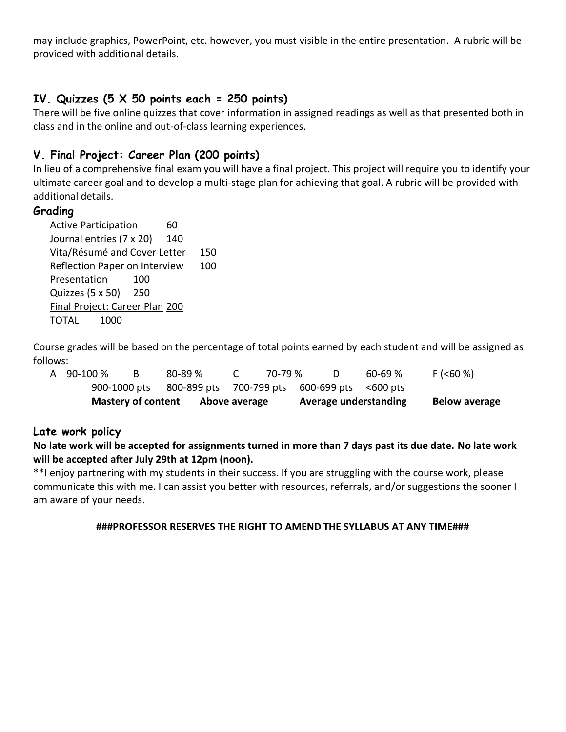may include graphics, PowerPoint, etc. however, you must visible in the entire presentation. A rubric will be provided with additional details.

## IV. Quizzes (5 X 50 points each = 250 points)

There will be five online quizzes that cover information in assigned readings as well as that presented both in class and in the online and out-of-class learning experiences.

## V. Final Project: Career Plan (200 points)

In lieu of a comprehensive final exam you will have a final project. This project will require you to identify your ultimate career goal and to develop a multi-stage plan for achieving that goal. A rubric will be provided with additional details.

## Grading

| | |
|---|---|
| Active Participation | 60 |
| Journal entries (7 x 20) | 140 |
| Vita/Résumé and Cover Letter | 150 |
| Reflection Paper on Interview | 100 |
| Presentation | 100 |
| Quizzes (5 x 50) | 250 |
| Final Project: Career Plan | 200 |
| TOTAL | 1000 |

Course grades will be based on the percentage of total points earned by each student and will be assigned as follows:

| | | | | |
|---|---|---|---|---|
| A 90-100 % | B 80-89 % | C 70-79 % | D 60-69 % | F (<60 %) |
| 900-1000 pts | 800-899 pts | 700-799 pts | 600-699 pts | <600 pts |
| **Mastery of content** | **Above average** | **Average understanding** | | **Below average** |

## Late work policy

**No late work will be accepted for assignments turned in more than 7 days past its due date. No late work will be accepted after July 29th at 12pm (noon).**

**I enjoy partnering with my students in their success. If you are struggling with the course work, please communicate this with me. I can assist you better with resources, referrals, and/or suggestions the sooner I am aware of your needs.

**###PROFESSOR RESERVES THE RIGHT TO AMEND THE SYLLABUS AT ANY TIME###**